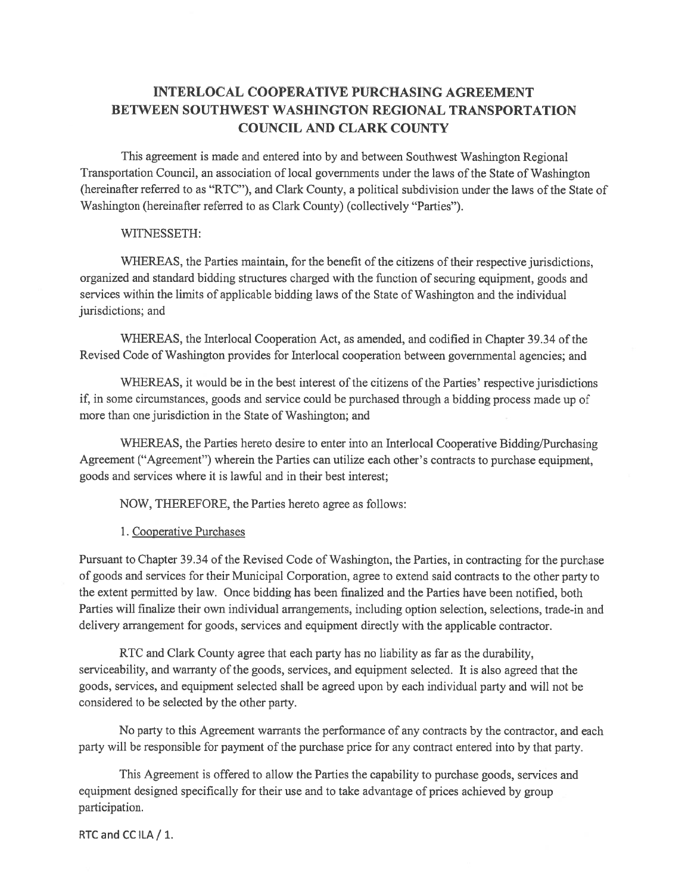# INTERLOCAL COOPERATIVE PURCHASING AGREEMENT BETWEEN SOUTHWEST WASHINGTON REGIONAL TRANSPORTATION COUNCIL AND CLARK COUNTY

This agreement is made and entered into by and between Southwest Washington Regional Transportation Council, an association of local governments under the laws of the State of Washington (hereinafter referred to as "RTC"), and Clark County, a political subdivision under the laws of the State of Washington (hereinafter referred to as Clark County) (collectively "Parties").

WITNESSETH:

WHEREAS, the Parties maintain, for the benefit of the citizens of their respective jurisdictions, organized and standard bidding structures charged with the function of securing equipment, goods and services within the limits of applicable bidding laws of the State of Washington and the individual jurisdictions; and

WHEREAS, the Interlocal Cooperation Act, as amended, and codified in Chapter 39.34 of the Revised Code of Washington provides for Interlocal cooperation between governmental agencies; and

WHEREAS, it would be in the best interest of the citizens of the Parties' respective jurisdictions if, in some circumstances, goods and service could be purchased through a bidding process made up of more than one jurisdiction in the State of Washington; and

WHEREAS, the Parties hereto desire to enter into an Interlocal Cooperative Bidding/Purchasing Agreement ("Agreement") wherein the Parties can utilize each other's contracts to purchase equipment, goods and services where it is lawful and in their best interest;

NOW, THEREFORE, the Parties hereto agree as follows:

1. Cooperative Purchases

Pursuant to Chapter 39.34 of the Revised Code of Washington, the Parties, in contracting for the purchase of goods and services for their Municipal Corporation, agree to extend said contracts to the other party to the extent permitted by law. Once bidding has been finalized and the Parties have been notified, both Parties will finalize their own individual arrangements, including option selection, selections, trade-in and delivery arrangement for goods, services and equipment directly with the applicable contractor.

RTC and Clark County agree that each party has no liability as far as the durability, serviceability, and warranty of the goods, services, and equipment selected. It is also agreed that the goods, services, and equipment selected shall be agreed upon by each individual party and will not be considered to be selected by the other party.

No party to this Agreement warrants the performance of any contracts by the contractor, and each party will be responsible for payment of the purchase price for any contract entered into by that party.

This Agreement is offered to allow the Parties the capability to purchase goods, services and equipment designed specifically for their use and to take advantage of prices achieved by group participation.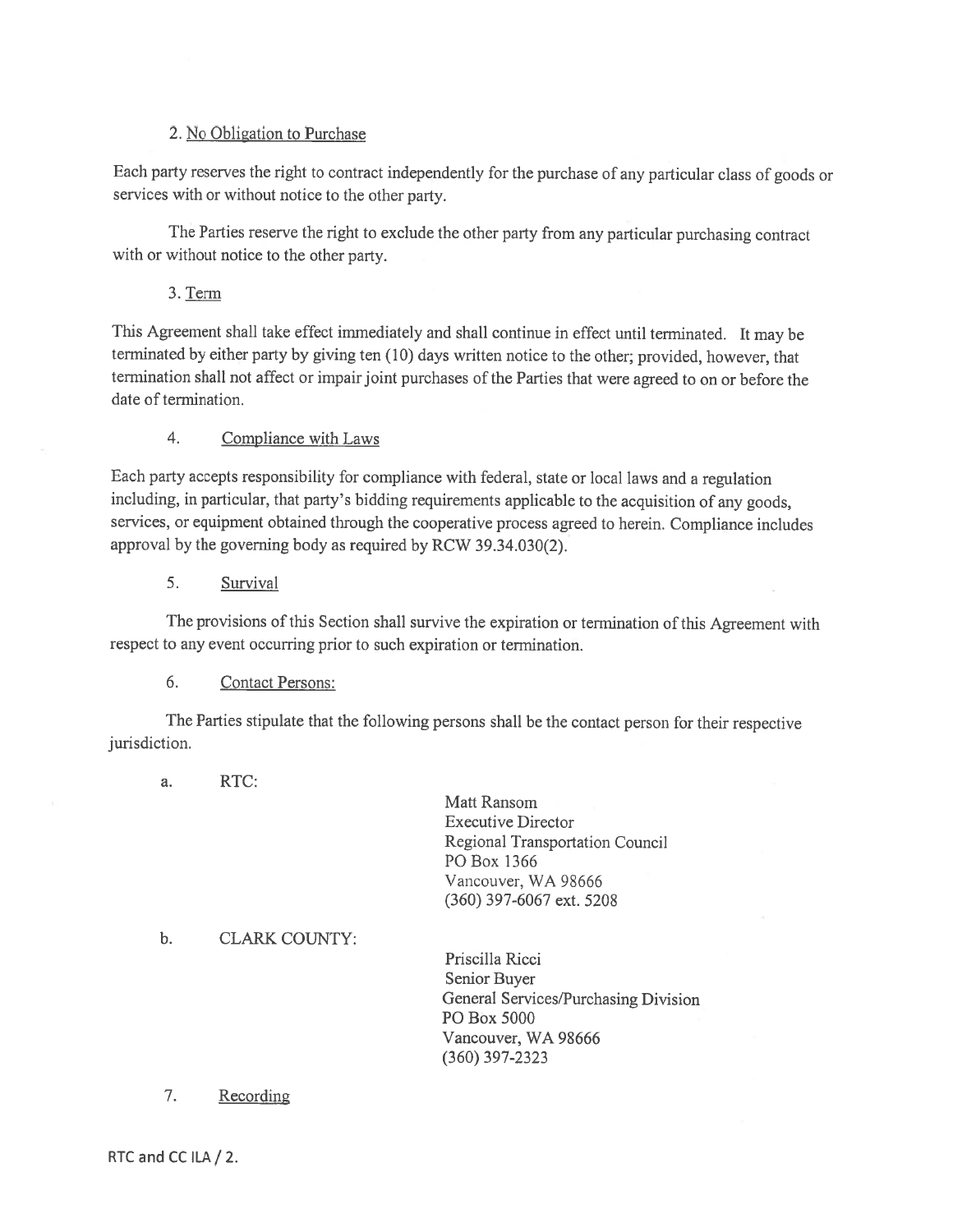2. No Obligation to Purchase

Each party reserves the right to contract independently for the purchase of any particular class of goods or services with or without notice to the other party.

The Parties reserve the right to exclude the other party from any particular purchasing contract with or without notice to the other party.

3. Term

This Agreement shall take effect immediately and shall continue in effect until terminated. It may be terminated by either party by giving ten (10) days written notice to the other; provided, however, that termination shall not affect or impair joint purchases of the Parties that were agreed to on or before the date of termination.

4. Compliance with Laws

Each party accepts responsibility for compliance with federal, state or local laws and a regulation including, in particular, that party's bidding requirements applicable to the acquisition of any goods, services, or equipment obtained through the cooperative process agreed to herein. Compliance includes approval by the governing body as required by RCW 39.34.030(2).

5. Survival

The provisions of this Section shall survive the expiration or termination of this Agreement with respect to any event occurring prior to such expiration or termination.

6. Contact Persons:

The Parties stipulate that the following persons shall be the contact person for their respective jurisdiction.

a. RTC:

Matt Ransom
Executive Director
Regional Transportation Council
PO Box 1366
Vancouver, WA 98666
(360) 397-6067 ext. 5208

b. CLARK COUNTY:

Priscilla Ricci
Senior Buyer
General Services/Purchasing Division
PO Box 5000
Vancouver, WA 98666
(360) 397-2323

7. Recording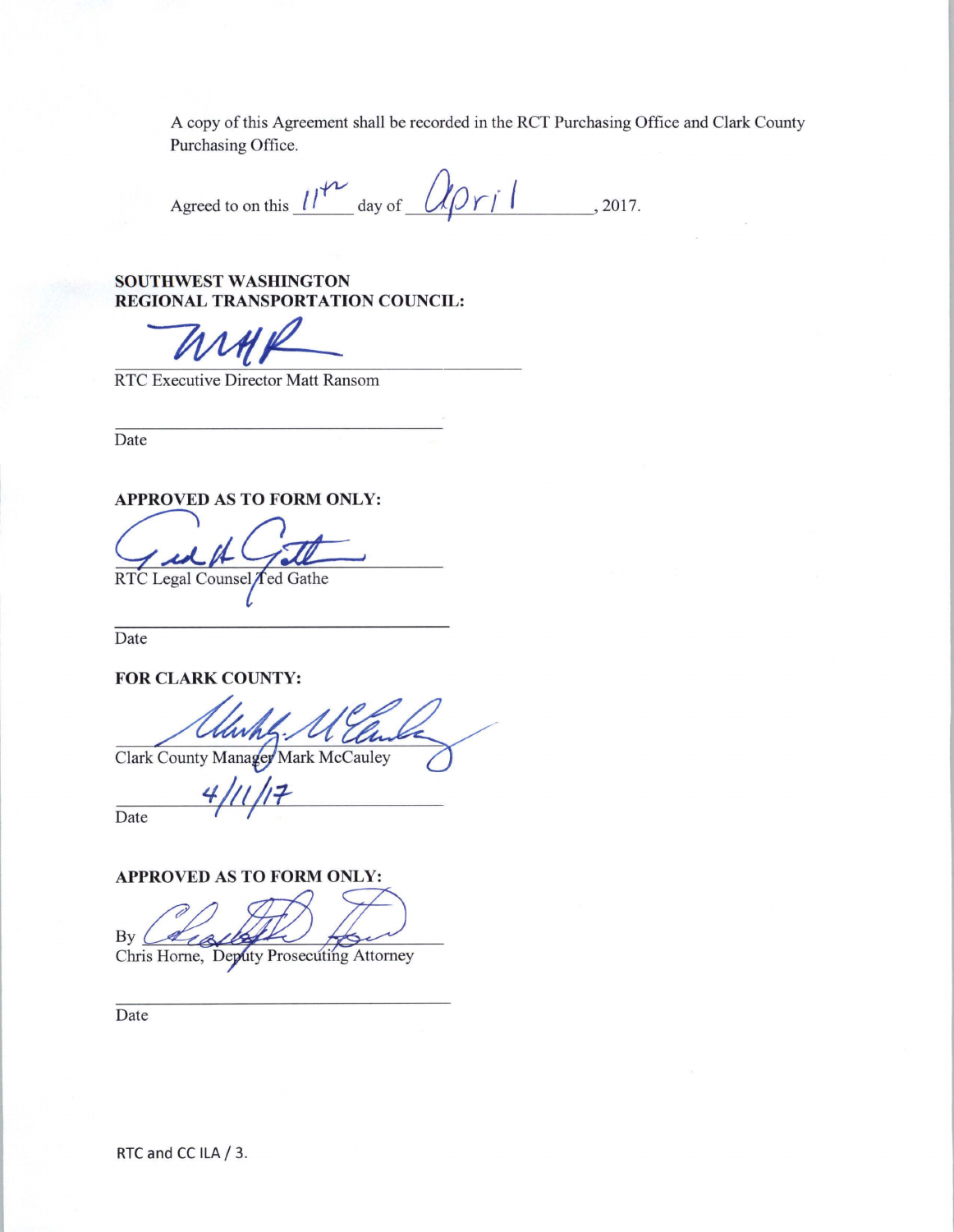A copy of this Agreement shall be recorded in the RCT Purchasing Office and Clark County Purchasing Office.

Agreed to on this 11th day of April, 2017.

**SOUTHWEST WASHINGTON REGIONAL TRANSPORTATION COUNCIL:**

RTC Executive Director Matt Ransom

Date

**APPROVED AS TO FORM ONLY:**

RTC Legal Counsel Ted Gathe

Date

**FOR CLARK COUNTY:**

Clark County Manager Mark McCauley

4/11/17
Date

**APPROVED AS TO FORM ONLY:**

By
Chris Horne, Deputy Prosecuting Attorney

Date

RTC and CC ILA / 3.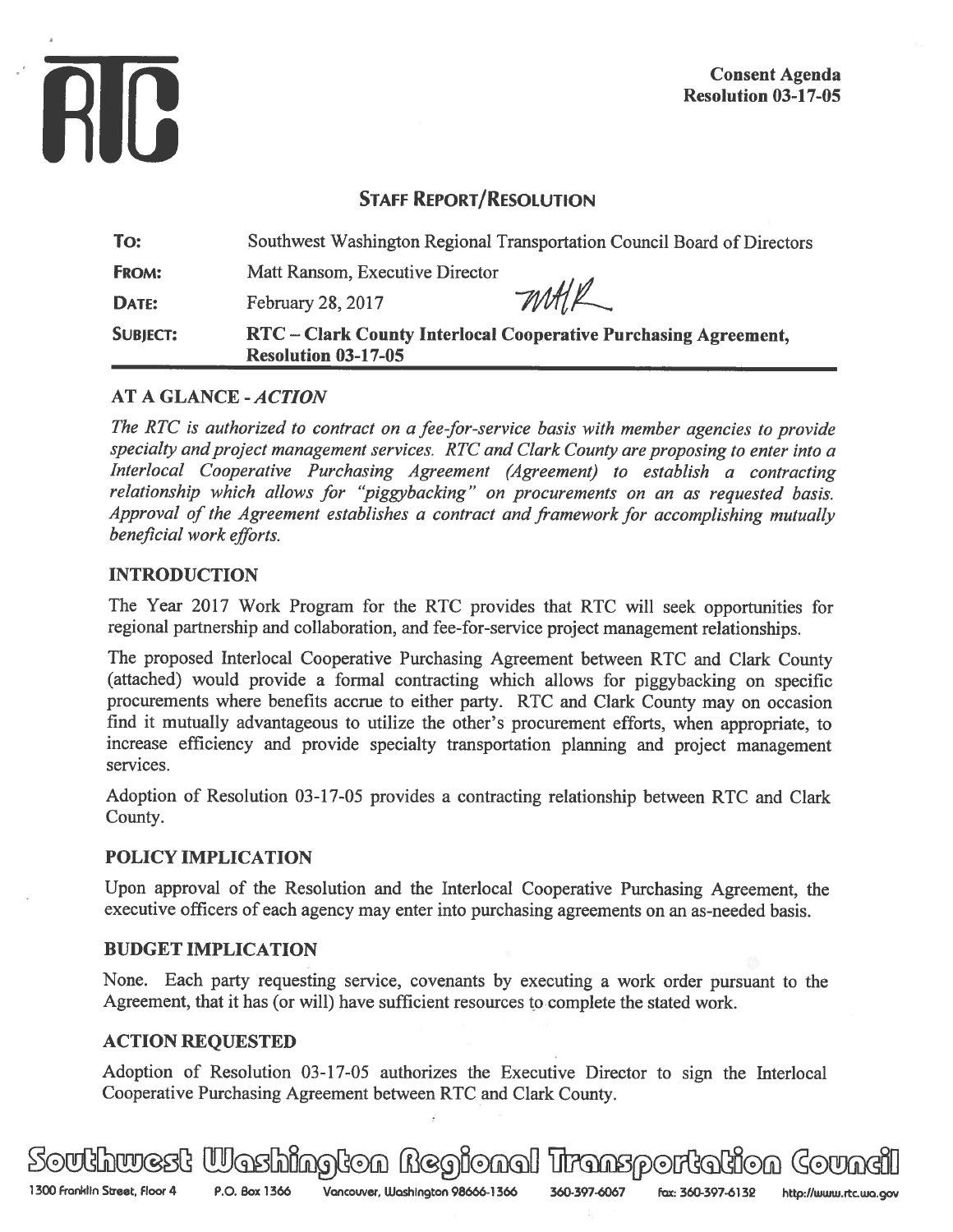RTC

**Consent Agenda**
**Resolution 03-17-05**

## STAFF REPORT/RESOLUTION

| | |
|---|---|
| **TO:** | Southwest Washington Regional Transportation Council Board of Directors |
| **FROM:** | Matt Ransom, Executive Director |
| **DATE:** | February 28, 2017 |
| **SUBJECT:** | **RTC – Clark County Interlocal Cooperative Purchasing Agreement, Resolution 03-17-05** |

### AT A GLANCE - *ACTION*

*The RTC is authorized to contract on a fee-for-service basis with member agencies to provide specialty and project management services. RTC and Clark County are proposing to enter into a Interlocal Cooperative Purchasing Agreement (Agreement) to establish a contracting relationship which allows for "piggybacking" on procurements on an as requested basis. Approval of the Agreement establishes a contract and framework for accomplishing mutually beneficial work efforts.*

### INTRODUCTION

The Year 2017 Work Program for the RTC provides that RTC will seek opportunities for regional partnership and collaboration, and fee-for-service project management relationships.

The proposed Interlocal Cooperative Purchasing Agreement between RTC and Clark County (attached) would provide a formal contracting which allows for piggybacking on specific procurements where benefits accrue to either party. RTC and Clark County may on occasion find it mutually advantageous to utilize the other's procurement efforts, when appropriate, to increase efficiency and provide specialty transportation planning and project management services.

Adoption of Resolution 03-17-05 provides a contracting relationship between RTC and Clark County.

### POLICY IMPLICATION

Upon approval of the Resolution and the Interlocal Cooperative Purchasing Agreement, the executive officers of each agency may enter into purchasing agreements on an as-needed basis.

### BUDGET IMPLICATION

None. Each party requesting service, covenants by executing a work order pursuant to the Agreement, that it has (or will) have sufficient resources to complete the stated work.

### ACTION REQUESTED

Adoption of Resolution 03-17-05 authorizes the Executive Director to sign the Interlocal Cooperative Purchasing Agreement between RTC and Clark County.

Southwest Washington Regional Transportation Council

1300 Franklin Street, Floor 4 P.O. Box 1366 Vancouver, Washington 98666-1366 360-397-6067 fax: 360-397-6132 http://www.rtc.wa.gov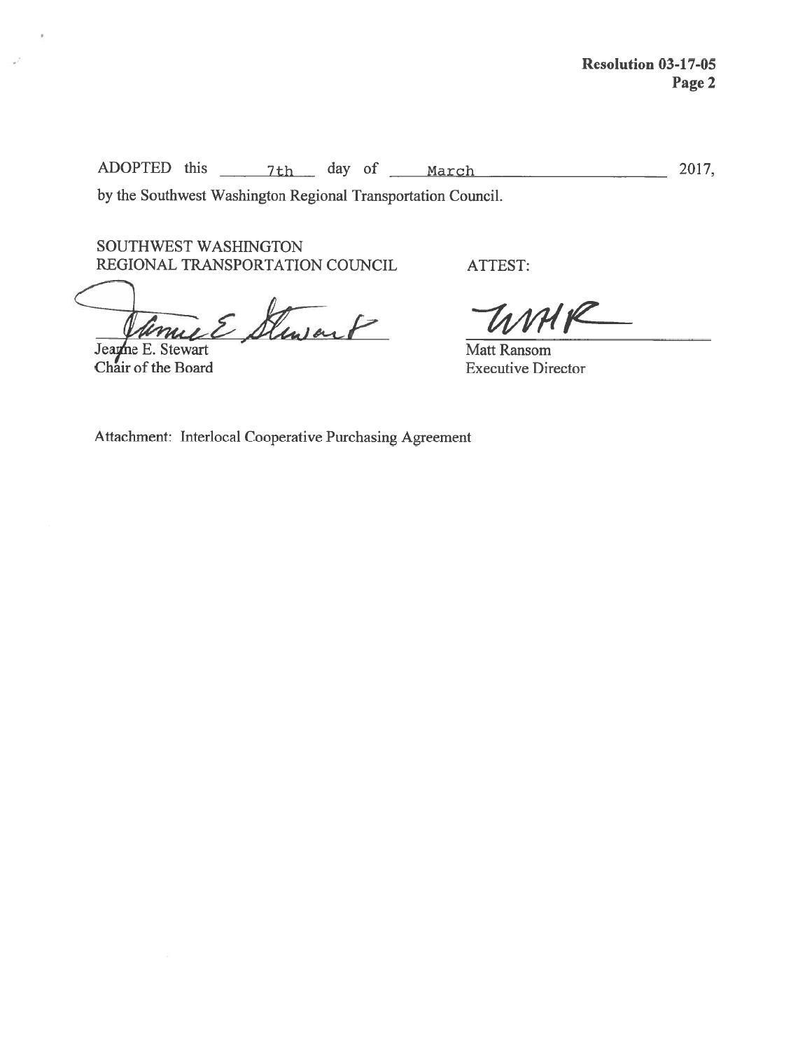ADOPTED this 7th day of March 2017, by the Southwest Washington Regional Transportation Council.

SOUTHWEST WASHINGTON
REGIONAL TRANSPORTATION COUNCIL

Jeanne E. Stewart
Chair of the Board

ATTEST:

Matt Ransom
Executive Director

Attachment: Interlocal Cooperative Purchasing Agreement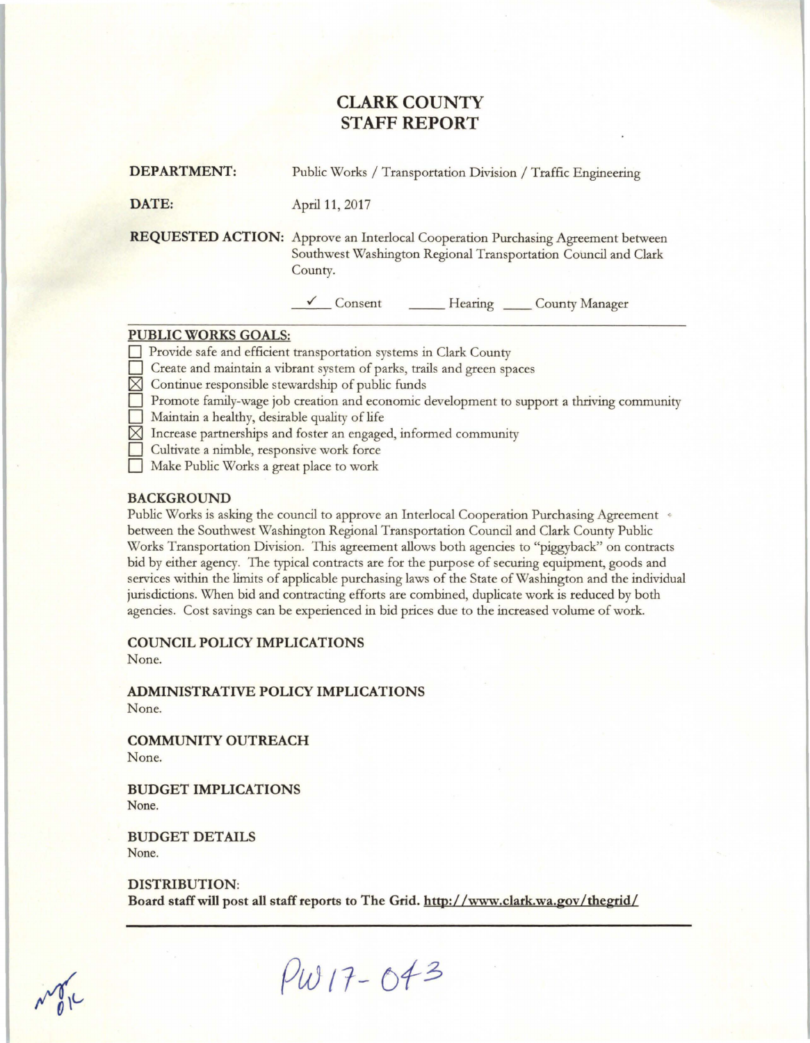# CLARK COUNTY
# STAFF REPORT

**DEPARTMENT:** Public Works / Transportation Division / Traffic Engineering

**DATE:** April 11, 2017

**REQUESTED ACTION:** Approve an Interlocal Cooperation Purchasing Agreement between Southwest Washington Regional Transportation Council and Clark County.

✓ Consent ____ Hearing ____ County Manager

## PUBLIC WORKS GOALS:

- ☐ Provide safe and efficient transportation systems in Clark County
- ☐ Create and maintain a vibrant system of parks, trails and green spaces
- ☒ Continue responsible stewardship of public funds
- ☐ Promote family-wage job creation and economic development to support a thriving community
- ☐ Maintain a healthy, desirable quality of life
- ☒ Increase partnerships and foster an engaged, informed community
- ☐ Cultivate a nimble, responsive work force
- ☐ Make Public Works a great place to work

## BACKGROUND

Public Works is asking the council to approve an Interlocal Cooperation Purchasing Agreement between the Southwest Washington Regional Transportation Council and Clark County Public Works Transportation Division. This agreement allows both agencies to "piggyback" on contracts bid by either agency. The typical contracts are for the purpose of securing equipment, goods and services within the limits of applicable purchasing laws of the State of Washington and the individual jurisdictions. When bid and contracting efforts are combined, duplicate work is reduced by both agencies. Cost savings can be experienced in bid prices due to the increased volume of work.

## COUNCIL POLICY IMPLICATIONS

None.

## ADMINISTRATIVE POLICY IMPLICATIONS

None.

## COMMUNITY OUTREACH

None.

## BUDGET IMPLICATIONS

None.

## BUDGET DETAILS

None.

## DISTRIBUTION:

**Board staff will post all staff reports to The Grid. http://www.clark.wa.gov/thegrid/**

PW17-043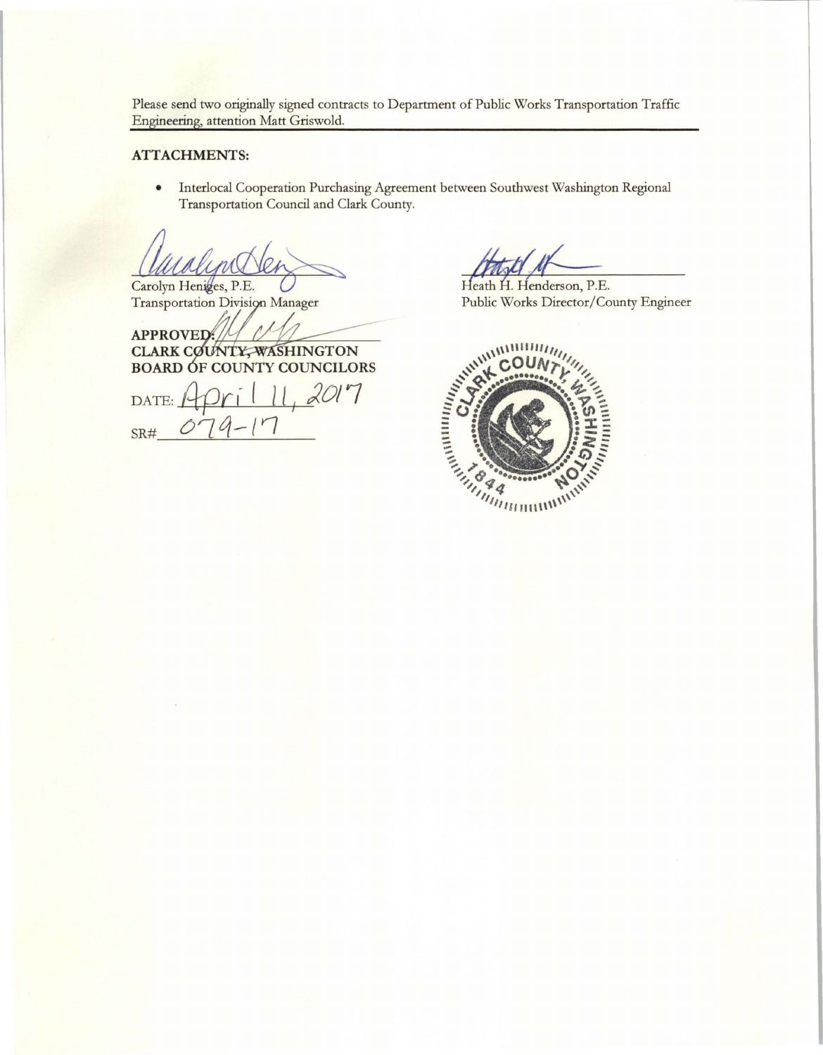Please send two originally signed contracts to Department of Public Works Transportation Traffic Engineering, attention Matt Griswold.

**ATTACHMENTS:**

- Interlocal Cooperation Purchasing Agreement between Southwest Washington Regional Transportation Council and Clark County.

Carolyn Heniges, P.E.
Transportation Division Manager

Heath H. Henderson, P.E.
Public Works Director/County Engineer

**APPROVED:**
**CLARK COUNTY, WASHINGTON**
**BOARD OF COUNTY COUNCILORS**

DATE: April 11, 2017

SR# 079-17

CLARK COUNTY, WASHINGTON
1844